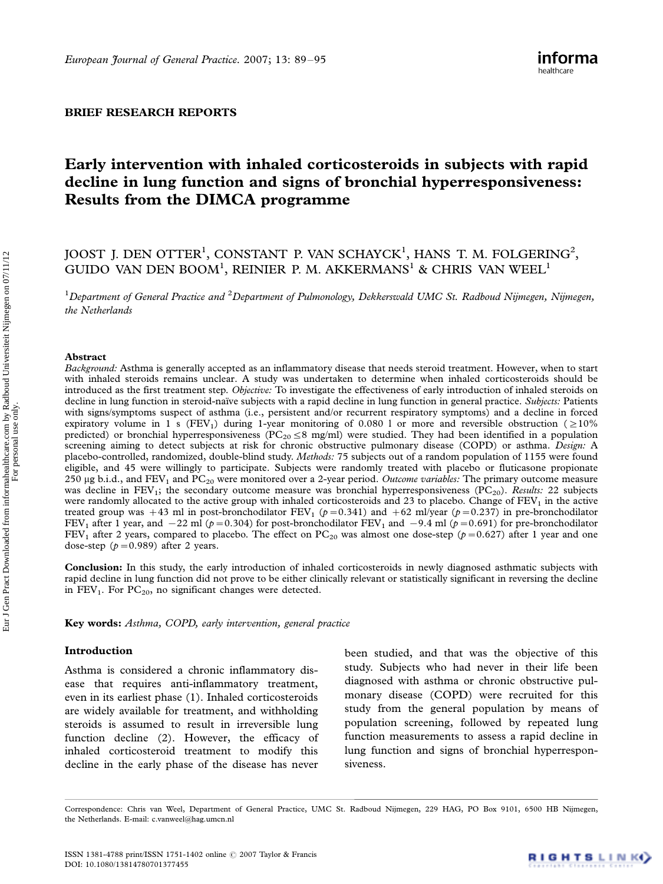BRIEF RESEARCH REPORTS

# Early intervention with inhaled corticosteroids in subjects with rapid decline in lung function and signs of bronchial hyperresponsiveness: Results from the DIMCA programme

JOOST J. DEN OTTER[1], CONSTANT P. VAN SCHAYCK[1], HANS T. M. FOLGERING[2], GUIDO VAN DEN BOOM[1], REINIER P. M. AKKERMANS[1] & CHRIS VAN WEEL[1]

[1]*Department of General Practice and* [2]*Department of Pulmonology, Dekkerswald UMC St. Radboud Nijmegen, Nijmegen, the Netherlands*

## Abstract

*Background:* Asthma is generally accepted as an inflammatory disease that needs steroid treatment. However, when to start with inhaled steroids remains unclear. A study was undertaken to determine when inhaled corticosteroids should be introduced as the first treatment step. *Objective:* To investigate the effectiveness of early introduction of inhaled steroids on decline in lung function in steroid-naïve subjects with a rapid decline in lung function in general practice. *Subjects:* Patients with signs/symptoms suspect of asthma (i.e., persistent and/or recurrent respiratory symptoms) and a decline in forced expiratory volume in 1 s ($FEV_1$) during 1-year monitoring of 0.080 l or more and reversible obstruction ($\geq$10% predicted) or bronchial hyperresponsiveness ($PC_{20} \leq 8$ mg/ml) were studied. They had been identified in a population screening aiming to detect subjects at risk for chronic obstructive pulmonary disease (COPD) or asthma. *Design:* A placebo-controlled, randomized, double-blind study. *Methods:* 75 subjects out of a random population of 1155 were found eligible, and 45 were willingly to participate. Subjects were randomly treated with placebo or fluticasone propionate 250 µg b.i.d., and $FEV_1$ and $PC_{20}$ were monitored over a 2-year period. *Outcome variables:* The primary outcome measure was decline in $FEV_1$; the secondary outcome measure was bronchial hyperresponsiveness ($PC_{20}$). *Results:* 22 subjects were randomly allocated to the active group with inhaled corticosteroids and 23 to placebo. Change of $FEV_1$ in the active treated group was +43 ml in post-bronchodilator $FEV_1$ ($p = 0.341$) and +62 ml/year ($p = 0.237$) in pre-bronchodilator $FEV_1$ after 1 year, and −22 ml ($p = 0.304$) for post-bronchodilator $FEV_1$ and −9.4 ml ($p = 0.691$) for pre-bronchodilator $FEV_1$ after 2 years, compared to placebo. The effect on $PC_{20}$ was almost one dose-step ($p = 0.627$) after 1 year and one dose-step ($p = 0.989$) after 2 years.

**Conclusion:** In this study, the early introduction of inhaled corticosteroids in newly diagnosed asthmatic subjects with rapid decline in lung function did not prove to be either clinically relevant or statistically significant in reversing the decline in $FEV_1$. For $PC_{20}$, no significant changes were detected.

**Key words:** *Asthma, COPD, early intervention, general practice*

## Introduction

Asthma is considered a chronic inflammatory disease that requires anti-inflammatory treatment, even in its earliest phase (1). Inhaled corticosteroids are widely available for treatment, and withholding steroids is assumed to result in irreversible lung function decline (2). However, the efficacy of inhaled corticosteroid treatment to modify this decline in the early phase of the disease has never been studied, and that was the objective of this study. Subjects who had never in their life been diagnosed with asthma or chronic obstructive pulmonary disease (COPD) were recruited for this study from the general population by means of population screening, followed by repeated lung function measurements to assess a rapid decline in lung function and signs of bronchial hyperresponsiveness.

Correspondence: Chris van Weel, Department of General Practice, UMC St. Radboud Nijmegen, 229 HAG, PO Box 9101, 6500 HB Nijmegen, the Netherlands. E-mail: c.vanweel@hag.umcn.nl

ISSN 1381-4788 print/ISSN 1751-1402 online © 2007 Taylor & Francis
DOI: 10.1080/13814780701377455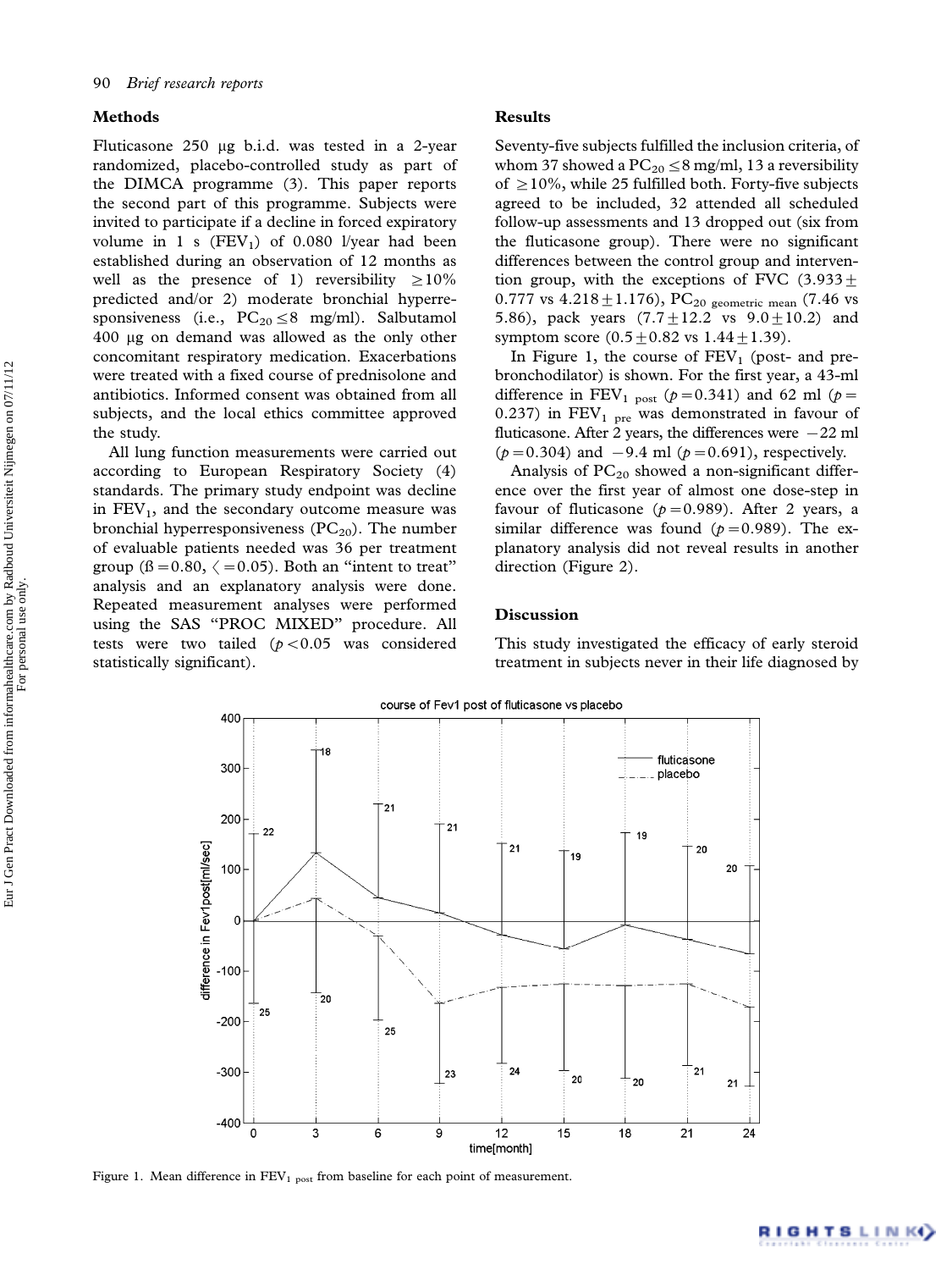## Methods

Fluticasone 250 μg b.i.d. was tested in a 2-year randomized, placebo-controlled study as part of the DIMCA programme (3). This paper reports the second part of this programme. Subjects were invited to participate if a decline in forced expiratory volume in 1 s ($FEV_1$) of 0.080 l/year had been established during an observation of 12 months as well as the presence of 1) reversibility ≥10% predicted and/or 2) moderate bronchial hyperresponsiveness (i.e., $PC_{20} \leq 8$ mg/ml). Salbutamol 400 μg on demand was allowed as the only other concomitant respiratory medication. Exacerbations were treated with a fixed course of prednisolone and antibiotics. Informed consent was obtained from all subjects, and the local ethics committee approved the study.

All lung function measurements were carried out according to European Respiratory Society (4) standards. The primary study endpoint was decline in $FEV_1$, and the secondary outcome measure was bronchial hyperresponsiveness ($PC_{20}$). The number of evaluable patients needed was 36 per treatment group (ß = 0.80, 〈 = 0.05). Both an "intent to treat" analysis and an explanatory analysis were done. Repeated measurement analyses were performed using the SAS "PROC MIXED" procedure. All tests were two tailed ($p < 0.05$ was considered statistically significant).

## Results

Seventy-five subjects fulfilled the inclusion criteria, of whom 37 showed a $PC_{20} \leq 8$ mg/ml, 13 a reversibility of ≥10%, while 25 fulfilled both. Forty-five subjects agreed to be included, 32 attended all scheduled follow-up assessments and 13 dropped out (six from the fluticasone group). There were no significant differences between the control group and intervention group, with the exceptions of FVC (3.933 ± 0.777 vs 4.218 ± 1.176), $PC_{20\ \text{geometric mean}}$ (7.46 vs 5.86), pack years (7.7 ± 12.2 vs 9.0 ± 10.2) and symptom score (0.5 ± 0.82 vs 1.44 ± 1.39).

In Figure 1, the course of $FEV_1$ (post- and pre-bronchodilator) is shown. For the first year, a 43-ml difference in $FEV_{1\ \text{post}}$ ($p = 0.341$) and 62 ml ($p = 0.237$) in $FEV_{1\ \text{pre}}$ was demonstrated in favour of fluticasone. After 2 years, the differences were −22 ml ($p = 0.304$) and −9.4 ml ($p = 0.691$), respectively.

Analysis of $PC_{20}$ showed a non-significant difference over the first year of almost one dose-step in favour of fluticasone ($p = 0.989$). After 2 years, a similar difference was found ($p = 0.989$). The explanatory analysis did not reveal results in another direction (Figure 2).

## Discussion

This study investigated the efficacy of early steroid treatment in subjects never in their life diagnosed by

Figure 1. Mean difference in $FEV_{1\ \text{post}}$ from baseline for each point of measurement.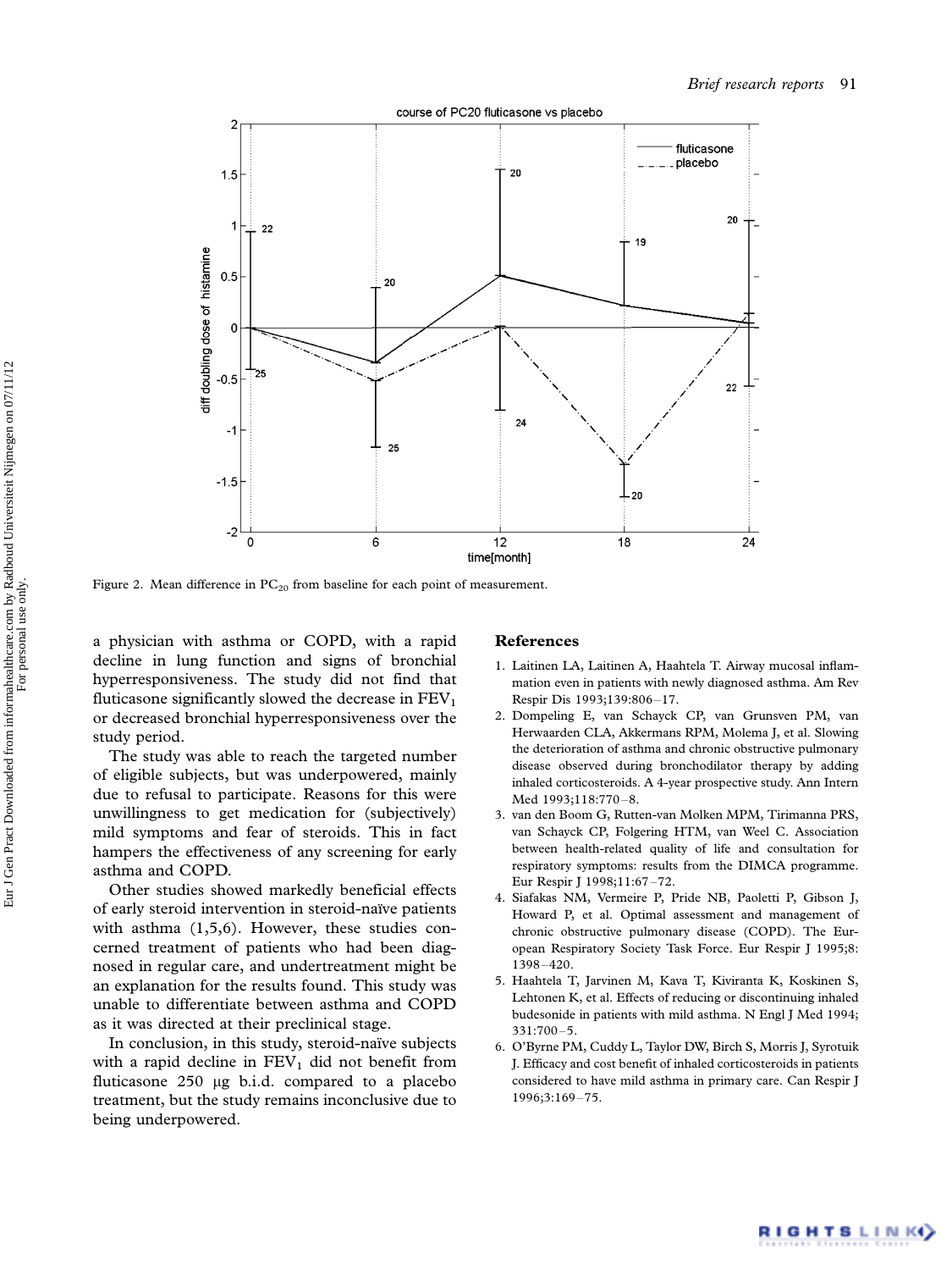course of PC20 fluticasone vs placebo

fluticasone
placebo

diff doubling dose of histamine

time[month]

0
6
12
18
24

2
1.5
1
0.5
0
-0.5
-1
-1.5
-2

22
25
20
25
20
24
19
20
20
22

Figure 2. Mean difference in $PC_{20}$ from baseline for each point of measurement.

a physician with asthma or COPD, with a rapid decline in lung function and signs of bronchial hyperresponsiveness. The study did not find that fluticasone significantly slowed the decrease in $FEV_1$ or decreased bronchial hyperresponsiveness over the study period.

The study was able to reach the targeted number of eligible subjects, but was underpowered, mainly due to refusal to participate. Reasons for this were unwillingness to get medication for (subjectively) mild symptoms and fear of steroids. This in fact hampers the effectiveness of any screening for early asthma and COPD.

Other studies showed markedly beneficial effects of early steroid intervention in steroid-naïve patients with asthma (1,5,6). However, these studies concerned treatment of patients who had been diagnosed in regular care, and undertreatment might be an explanation for the results found. This study was unable to differentiate between asthma and COPD as it was directed at their preclinical stage.

In conclusion, in this study, steroid-naïve subjects with a rapid decline in $FEV_1$ did not benefit from fluticasone 250 μg b.i.d. compared to a placebo treatment, but the study remains inconclusive due to being underpowered.

## References

1. Laitinen LA, Laitinen A, Haahtela T. Airway mucosal inflammation even in patients with newly diagnosed asthma. Am Rev Respir Dis 1993;139:806–17.
2. Dompeling E, van Schayck CP, van Grunsven PM, van Herwaarden CLA, Akkermans RPM, Molema J, et al. Slowing the deterioration of asthma and chronic obstructive pulmonary disease observed during bronchodilator therapy by adding inhaled corticosteroids. A 4-year prospective study. Ann Intern Med 1993;118:770–8.
3. van den Boom G, Rutten-van Molken MPM, Tirimanna PRS, van Schayck CP, Folgering HTM, van Weel C. Association between health-related quality of life and consultation for respiratory symptoms: results from the DIMCA programme. Eur Respir J 1998;11:67–72.
4. Siafakas NM, Vermeire P, Pride NB, Paoletti P, Gibson J, Howard P, et al. Optimal assessment and management of chronic obstructive pulmonary disease (COPD). The European Respiratory Society Task Force. Eur Respir J 1995;8:1398–420.
5. Haahtela T, Jarvinen M, Kava T, Kiviranta K, Koskinen S, Lehtonen K, et al. Effects of reducing or discontinuing inhaled budesonide in patients with mild asthma. N Engl J Med 1994;331:700–5.
6. O'Byrne PM, Cuddy L, Taylor DW, Birch S, Morris J, Syrotuik J. Efficacy and cost benefit of inhaled corticosteroids in patients considered to have mild asthma in primary care. Can Respir J 1996;3:169–75.